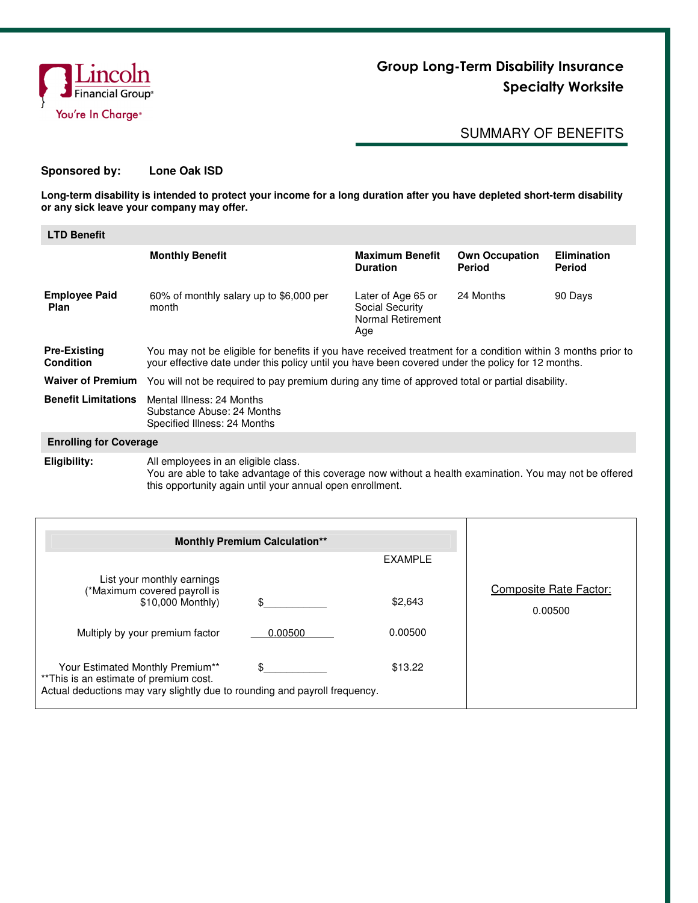Lincoln Financial Group®
You're In Charge®

# Group Long-Term Disability Insurance
# Specialty Worksite

## SUMMARY OF BENEFITS

**Sponsored by:** **Lone Oak ISD**

**Long-term disability is intended to protect your income for a long duration after you have depleted short-term disability or any sick leave your company may offer.**

### LTD Benefit

| | Monthly Benefit | Maximum Benefit Duration | Own Occupation Period | Elimination Period |
|---|---|---|---|---|
| **Employee Paid Plan** | 60% of monthly salary up to $6,000 per month | Later of Age 65 or Social Security Normal Retirement Age | 24 Months | 90 Days |

**Pre-Existing Condition** You may not be eligible for benefits if you have received treatment for a condition within 3 months prior to your effective date under this policy until you have been covered under the policy for 12 months.

**Waiver of Premium** You will not be required to pay premium during any time of approved total or partial disability.

**Benefit Limitations** Mental Illness: 24 Months
Substance Abuse: 24 Months
Specified Illness: 24 Months

### Enrolling for Coverage

**Eligibility:** All employees in an eligible class.
You are able to take advantage of this coverage now without a health examination. You may not be offered this opportunity again until your annual open enrollment.

| Monthly Premium Calculation** | | EXAMPLE |
|---|---|---|
| List your monthly earnings (*Maximum covered payroll is $10,000 Monthly) | $__________ | $2,643 |
| Multiply by your premium factor | 0.00500 | 0.00500 |
| Your Estimated Monthly Premium** | $__________ | $13.22 |

**This is an estimate of premium cost.
Actual deductions may vary slightly due to rounding and payroll frequency.

Composite Rate Factor:
0.00500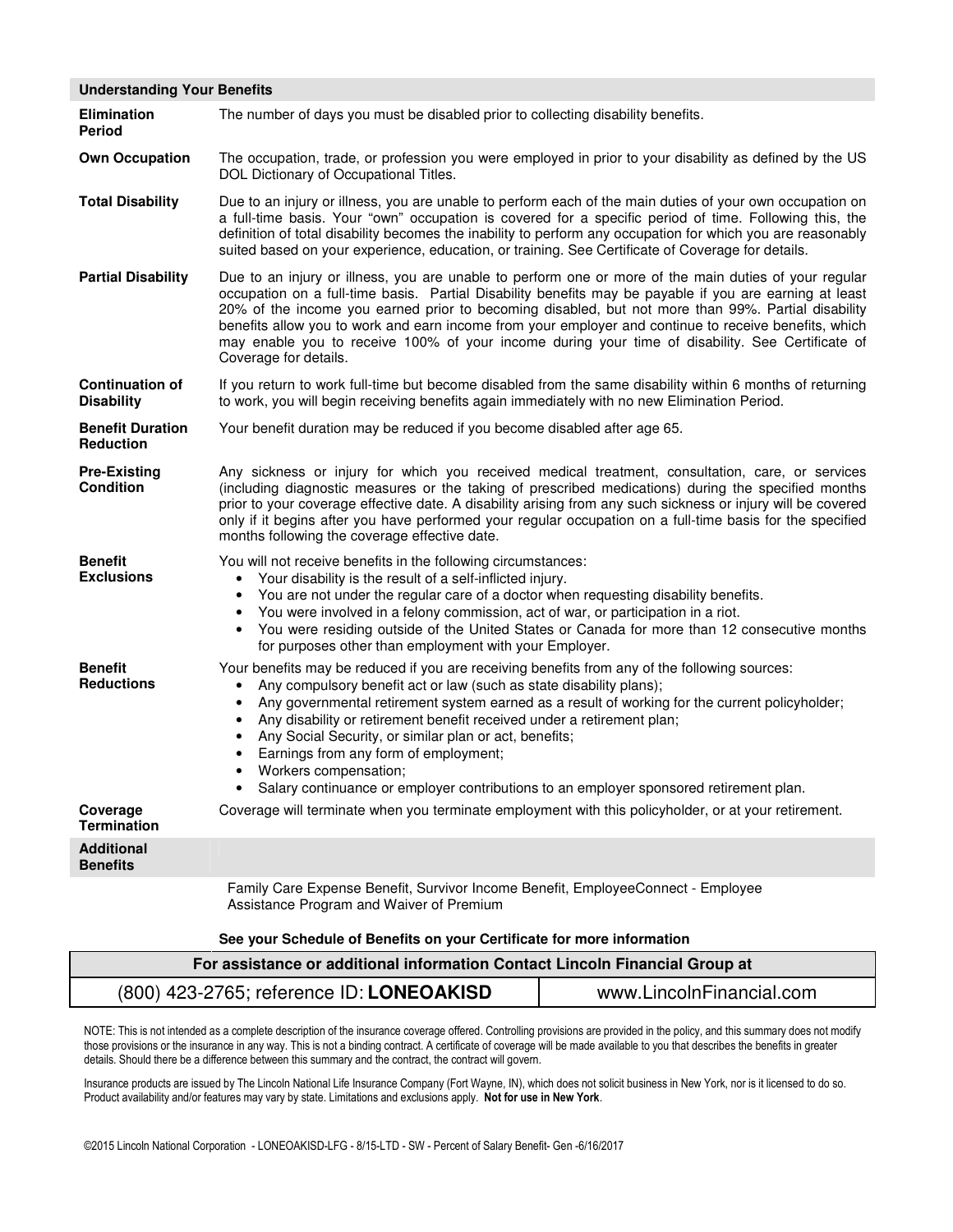| Understanding Your Benefits | |
|---|---|
| **Elimination Period** | The number of days you must be disabled prior to collecting disability benefits. |
| **Own Occupation** | The occupation, trade, or profession you were employed in prior to your disability as defined by the US DOL Dictionary of Occupational Titles. |
| **Total Disability** | Due to an injury or illness, you are unable to perform each of the main duties of your own occupation on a full-time basis. Your "own" occupation is covered for a specific period of time. Following this, the definition of total disability becomes the inability to perform any occupation for which you are reasonably suited based on your experience, education, or training. See Certificate of Coverage for details. |
| **Partial Disability** | Due to an injury or illness, you are unable to perform one or more of the main duties of your regular occupation on a full-time basis. Partial Disability benefits may be payable if you are earning at least 20% of the income you earned prior to becoming disabled, but not more than 99%. Partial disability benefits allow you to work and earn income from your employer and continue to receive benefits, which may enable you to receive 100% of your income during your time of disability. See Certificate of Coverage for details. |
| **Continuation of Disability** | If you return to work full-time but become disabled from the same disability within 6 months of returning to work, you will begin receiving benefits again immediately with no new Elimination Period. |
| **Benefit Duration Reduction** | Your benefit duration may be reduced if you become disabled after age 65. |
| **Pre-Existing Condition** | Any sickness or injury for which you received medical treatment, consultation, care, or services (including diagnostic measures or the taking of prescribed medications) during the specified months prior to your coverage effective date. A disability arising from any such sickness or injury will be covered only if it begins after you have performed your regular occupation on a full-time basis for the specified months following the coverage effective date. |
| **Benefit Exclusions** | You will not receive benefits in the following circumstances:<br>• Your disability is the result of a self-inflicted injury.<br>• You are not under the regular care of a doctor when requesting disability benefits.<br>• You were involved in a felony commission, act of war, or participation in a riot.<br>• You were residing outside of the United States or Canada for more than 12 consecutive months for purposes other than employment with your Employer. |
| **Benefit Reductions** | Your benefits may be reduced if you are receiving benefits from any of the following sources:<br>• Any compulsory benefit act or law (such as state disability plans);<br>• Any governmental retirement system earned as a result of working for the current policyholder;<br>• Any disability or retirement benefit received under a retirement plan;<br>• Any Social Security, or similar plan or act, benefits;<br>• Earnings from any form of employment;<br>• Workers compensation;<br>• Salary continuance or employer contributions to an employer sponsored retirement plan. |
| **Coverage Termination** | Coverage will terminate when you terminate employment with this policyholder, or at your retirement. |
| **Additional Benefits** | |
| | Family Care Expense Benefit, Survivor Income Benefit, EmployeeConnect - Employee Assistance Program and Waiver of Premium |

**See your Schedule of Benefits on your Certificate for more information**

| For assistance or additional information Contact Lincoln Financial Group at | |
|---|---|
| (800) 423-2765; reference ID: **LONEOAKISD** | www.LincolnFinancial.com |

NOTE: This is not intended as a complete description of the insurance coverage offered. Controlling provisions are provided in the policy, and this summary does not modify those provisions or the insurance in any way. This is not a binding contract. A certificate of coverage will be made available to you that describes the benefits in greater details. Should there be a difference between this summary and the contract, the contract will govern.

Insurance products are issued by The Lincoln National Life Insurance Company (Fort Wayne, IN), which does not solicit business in New York, nor is it licensed to do so. Product availability and/or features may vary by state. Limitations and exclusions apply. **Not for use in New York**.

©2015 Lincoln National Corporation - LONEOAKISD-LFG - 8/15-LTD - SW - Percent of Salary Benefit- Gen -6/16/2017